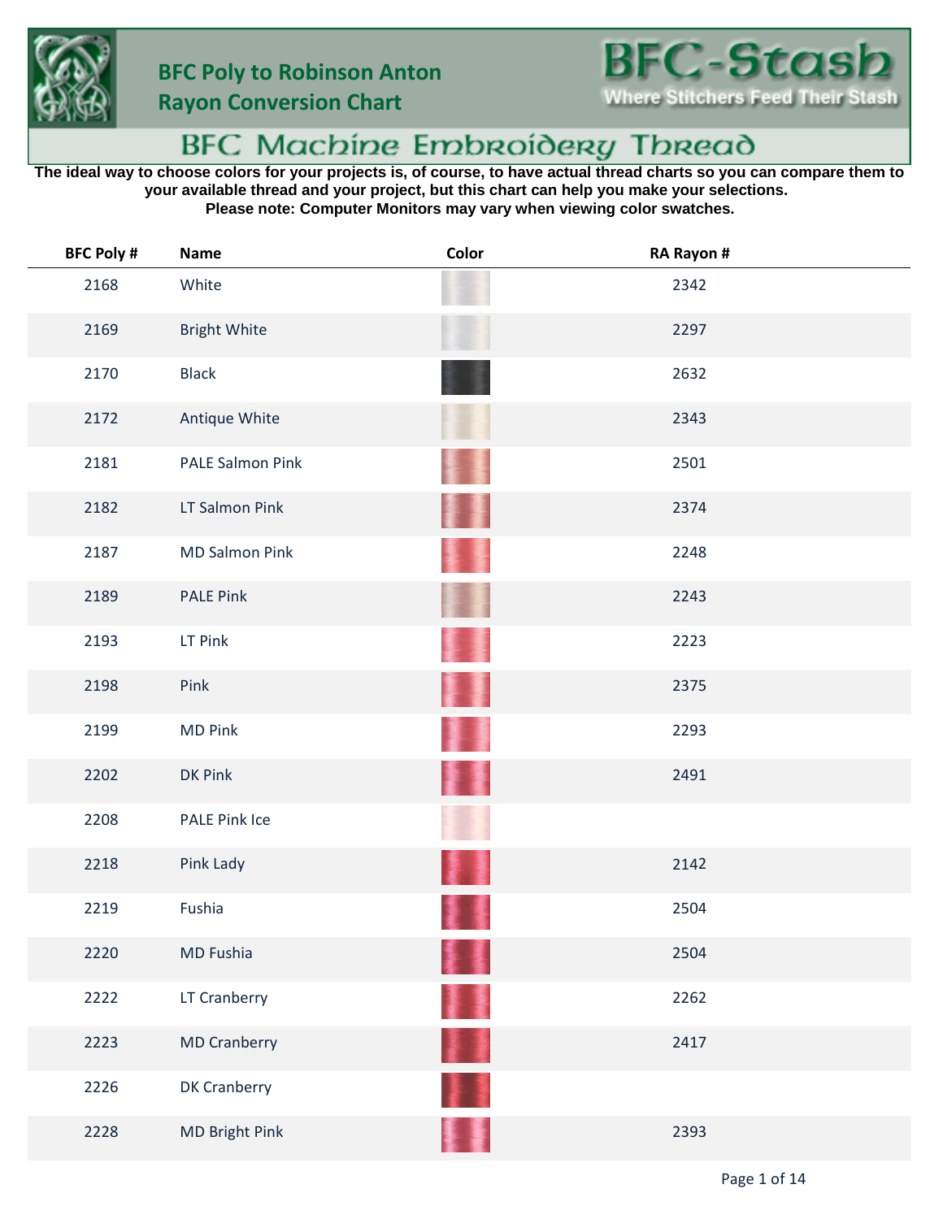# BFC Poly to Robinson Anton Rayon Conversion Chart

**BFC-Stash**
Where Stitchers Feed Their Stash

## BFC Machine Embroidery Thread

**The ideal way to choose colors for your projects is, of course, to have actual thread charts so you can compare them to your available thread and your project, but this chart can help you make your selections.**
**Please note: Computer Monitors may vary when viewing color swatches.**

| BFC Poly # | Name | Color | RA Rayon # |
|---|---|---|---|
| 2168 | White | | 2342 |
| 2169 | Bright White | | 2297 |
| 2170 | Black | | 2632 |
| 2172 | Antique White | | 2343 |
| 2181 | PALE Salmon Pink | | 2501 |
| 2182 | LT Salmon Pink | | 2374 |
| 2187 | MD Salmon Pink | | 2248 |
| 2189 | PALE Pink | | 2243 |
| 2193 | LT Pink | | 2223 |
| 2198 | Pink | | 2375 |
| 2199 | MD Pink | | 2293 |
| 2202 | DK Pink | | 2491 |
| 2208 | PALE Pink Ice | | |
| 2218 | Pink Lady | | 2142 |
| 2219 | Fushia | | 2504 |
| 2220 | MD Fushia | | 2504 |
| 2222 | LT Cranberry | | 2262 |
| 2223 | MD Cranberry | | 2417 |
| 2226 | DK Cranberry | | |
| 2228 | MD Bright Pink | | 2393 |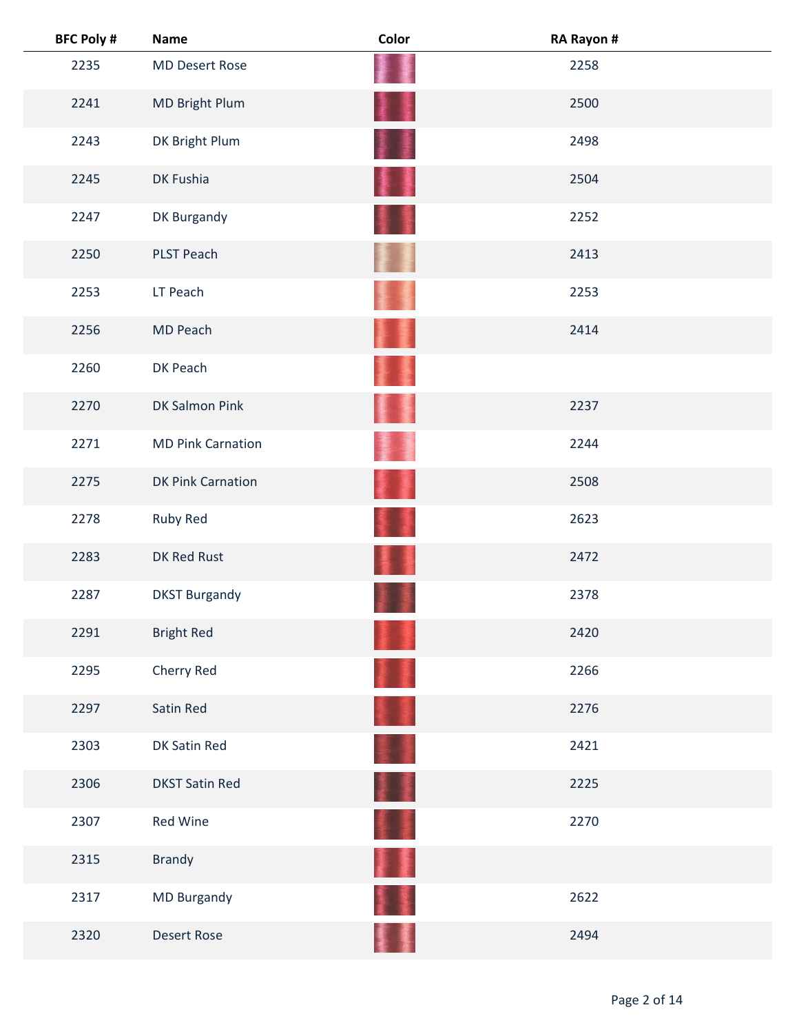| BFC Poly # | Name | Color | RA Rayon # |
|---|---|---|---|
| 2235 | MD Desert Rose | | 2258 |
| 2241 | MD Bright Plum | | 2500 |
| 2243 | DK Bright Plum | | 2498 |
| 2245 | DK Fushia | | 2504 |
| 2247 | DK Burgandy | | 2252 |
| 2250 | PLST Peach | | 2413 |
| 2253 | LT Peach | | 2253 |
| 2256 | MD Peach | | 2414 |
| 2260 | DK Peach | | |
| 2270 | DK Salmon Pink | | 2237 |
| 2271 | MD Pink Carnation | | 2244 |
| 2275 | DK Pink Carnation | | 2508 |
| 2278 | Ruby Red | | 2623 |
| 2283 | DK Red Rust | | 2472 |
| 2287 | DKST Burgandy | | 2378 |
| 2291 | Bright Red | | 2420 |
| 2295 | Cherry Red | | 2266 |
| 2297 | Satin Red | | 2276 |
| 2303 | DK Satin Red | | 2421 |
| 2306 | DKST Satin Red | | 2225 |
| 2307 | Red Wine | | 2270 |
| 2315 | Brandy | | |
| 2317 | MD Burgandy | | 2622 |
| 2320 | Desert Rose | | 2494 |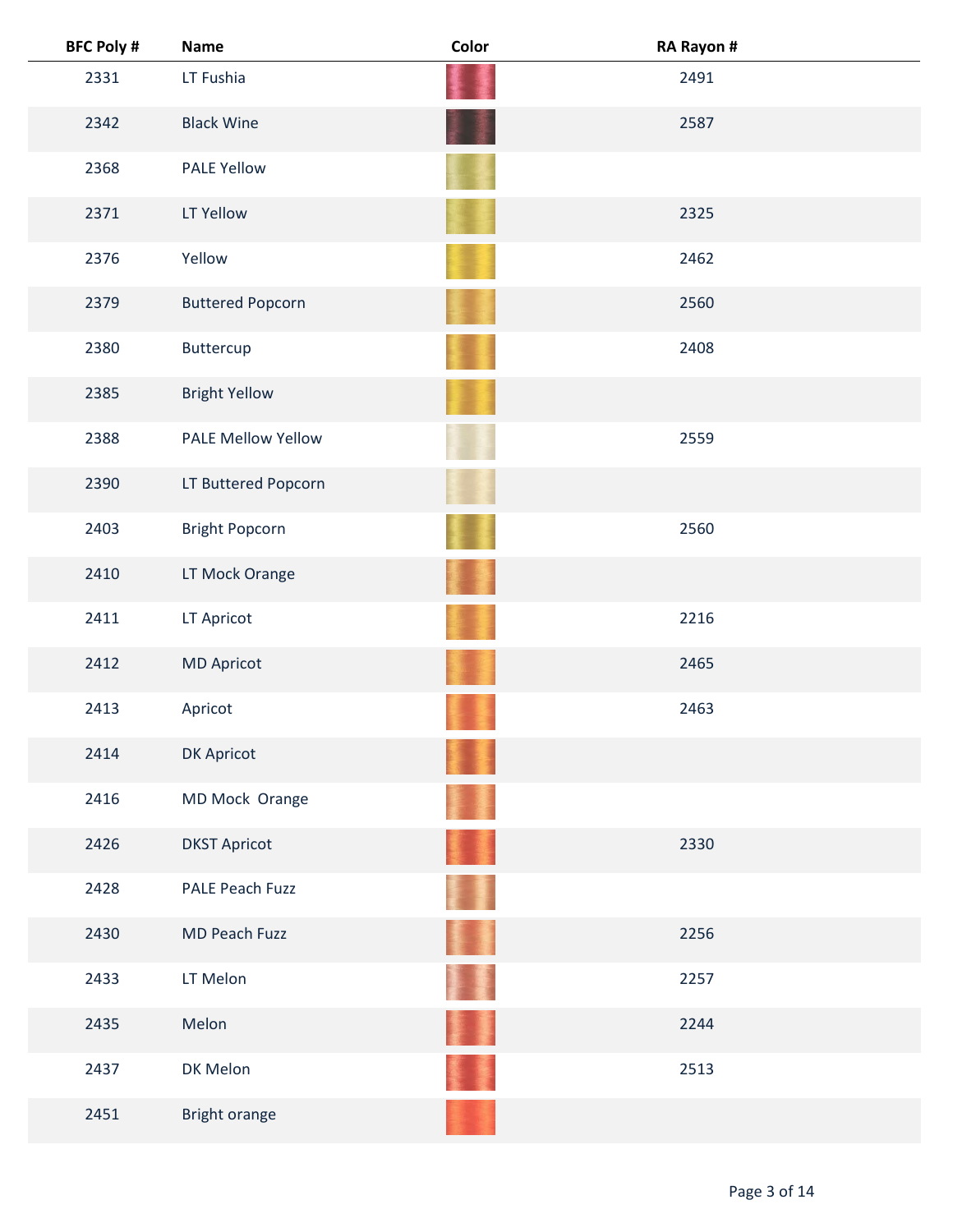| BFC Poly # | Name | Color | RA Rayon # |
|---|---|---|---|
| 2331 | LT Fushia | | 2491 |
| 2342 | Black Wine | | 2587 |
| 2368 | PALE Yellow | | |
| 2371 | LT Yellow | | 2325 |
| 2376 | Yellow | | 2462 |
| 2379 | Buttered Popcorn | | 2560 |
| 2380 | Buttercup | | 2408 |
| 2385 | Bright Yellow | | |
| 2388 | PALE Mellow Yellow | | 2559 |
| 2390 | LT Buttered Popcorn | | |
| 2403 | Bright Popcorn | | 2560 |
| 2410 | LT Mock Orange | | |
| 2411 | LT Apricot | | 2216 |
| 2412 | MD Apricot | | 2465 |
| 2413 | Apricot | | 2463 |
| 2414 | DK Apricot | | |
| 2416 | MD Mock Orange | | |
| 2426 | DKST Apricot | | 2330 |
| 2428 | PALE Peach Fuzz | | |
| 2430 | MD Peach Fuzz | | 2256 |
| 2433 | LT Melon | | 2257 |
| 2435 | Melon | | 2244 |
| 2437 | DK Melon | | 2513 |
| 2451 | Bright orange | | |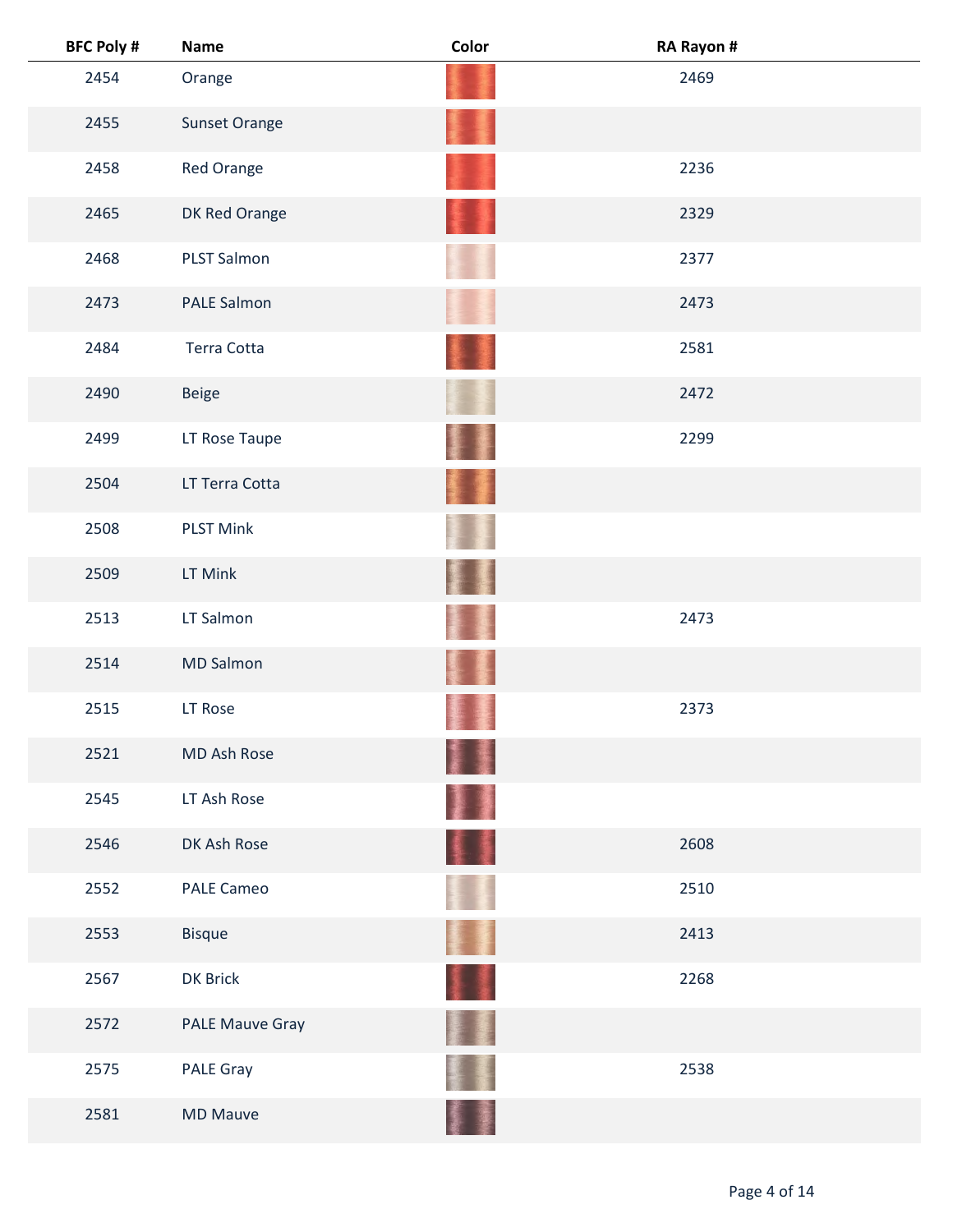| BFC Poly # | Name | Color | RA Rayon # |
|---|---|---|---|
| 2454 | Orange | | 2469 |
| 2455 | Sunset Orange | | |
| 2458 | Red Orange | | 2236 |
| 2465 | DK Red Orange | | 2329 |
| 2468 | PLST Salmon | | 2377 |
| 2473 | PALE Salmon | | 2473 |
| 2484 | Terra Cotta | | 2581 |
| 2490 | Beige | | 2472 |
| 2499 | LT Rose Taupe | | 2299 |
| 2504 | LT Terra Cotta | | |
| 2508 | PLST Mink | | |
| 2509 | LT Mink | | |
| 2513 | LT Salmon | | 2473 |
| 2514 | MD Salmon | | |
| 2515 | LT Rose | | 2373 |
| 2521 | MD Ash Rose | | |
| 2545 | LT Ash Rose | | |
| 2546 | DK Ash Rose | | 2608 |
| 2552 | PALE Cameo | | 2510 |
| 2553 | Bisque | | 2413 |
| 2567 | DK Brick | | 2268 |
| 2572 | PALE Mauve Gray | | |
| 2575 | PALE Gray | | 2538 |
| 2581 | MD Mauve | | |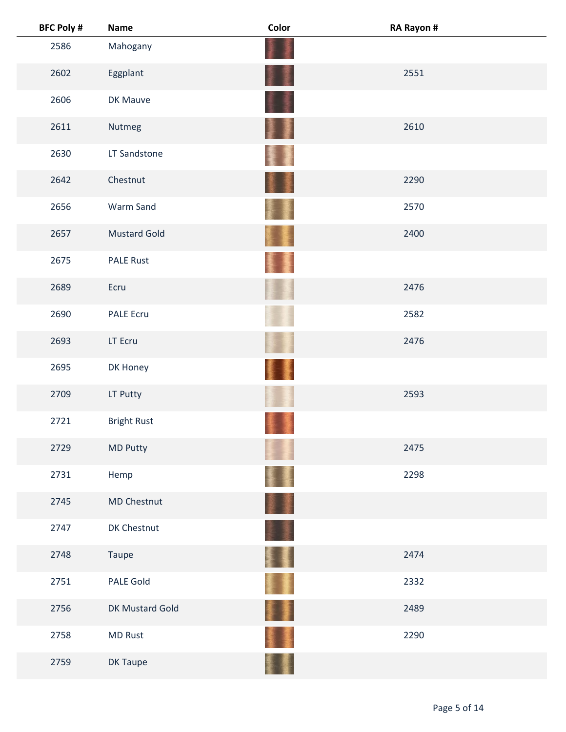| BFC Poly # | Name | Color | RA Rayon # |
|---|---|---|---|
| 2586 | Mahogany | | |
| 2602 | Eggplant | | 2551 |
| 2606 | DK Mauve | | |
| 2611 | Nutmeg | | 2610 |
| 2630 | LT Sandstone | | |
| 2642 | Chestnut | | 2290 |
| 2656 | Warm Sand | | 2570 |
| 2657 | Mustard Gold | | 2400 |
| 2675 | PALE Rust | | |
| 2689 | Ecru | | 2476 |
| 2690 | PALE Ecru | | 2582 |
| 2693 | LT Ecru | | 2476 |
| 2695 | DK Honey | | |
| 2709 | LT Putty | | 2593 |
| 2721 | Bright Rust | | |
| 2729 | MD Putty | | 2475 |
| 2731 | Hemp | | 2298 |
| 2745 | MD Chestnut | | |
| 2747 | DK Chestnut | | |
| 2748 | Taupe | | 2474 |
| 2751 | PALE Gold | | 2332 |
| 2756 | DK Mustard Gold | | 2489 |
| 2758 | MD Rust | | 2290 |
| 2759 | DK Taupe | | |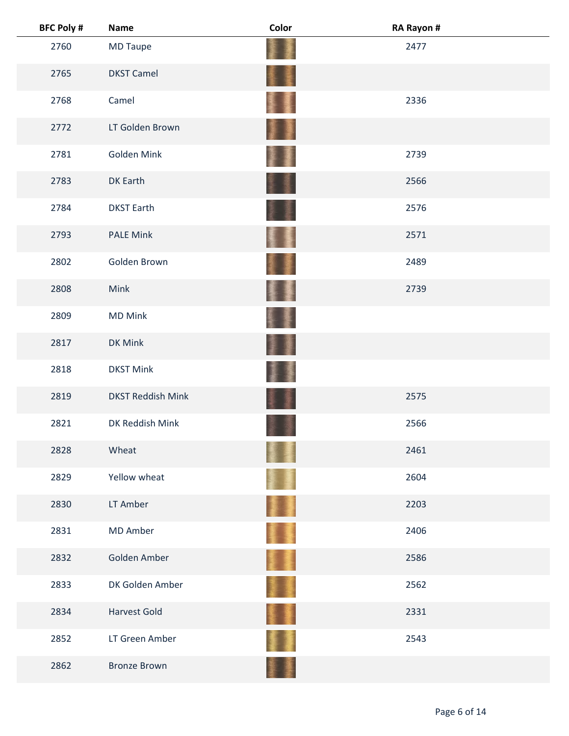| BFC Poly # | Name | Color | RA Rayon # |
|---|---|---|---|
| 2760 | MD Taupe | | 2477 |
| 2765 | DKST Camel | | |
| 2768 | Camel | | 2336 |
| 2772 | LT Golden Brown | | |
| 2781 | Golden Mink | | 2739 |
| 2783 | DK Earth | | 2566 |
| 2784 | DKST Earth | | 2576 |
| 2793 | PALE Mink | | 2571 |
| 2802 | Golden Brown | | 2489 |
| 2808 | Mink | | 2739 |
| 2809 | MD Mink | | |
| 2817 | DK Mink | | |
| 2818 | DKST Mink | | |
| 2819 | DKST Reddish Mink | | 2575 |
| 2821 | DK Reddish Mink | | 2566 |
| 2828 | Wheat | | 2461 |
| 2829 | Yellow wheat | | 2604 |
| 2830 | LT Amber | | 2203 |
| 2831 | MD Amber | | 2406 |
| 2832 | Golden Amber | | 2586 |
| 2833 | DK Golden Amber | | 2562 |
| 2834 | Harvest Gold | | 2331 |
| 2852 | LT Green Amber | | 2543 |
| 2862 | Bronze Brown | | |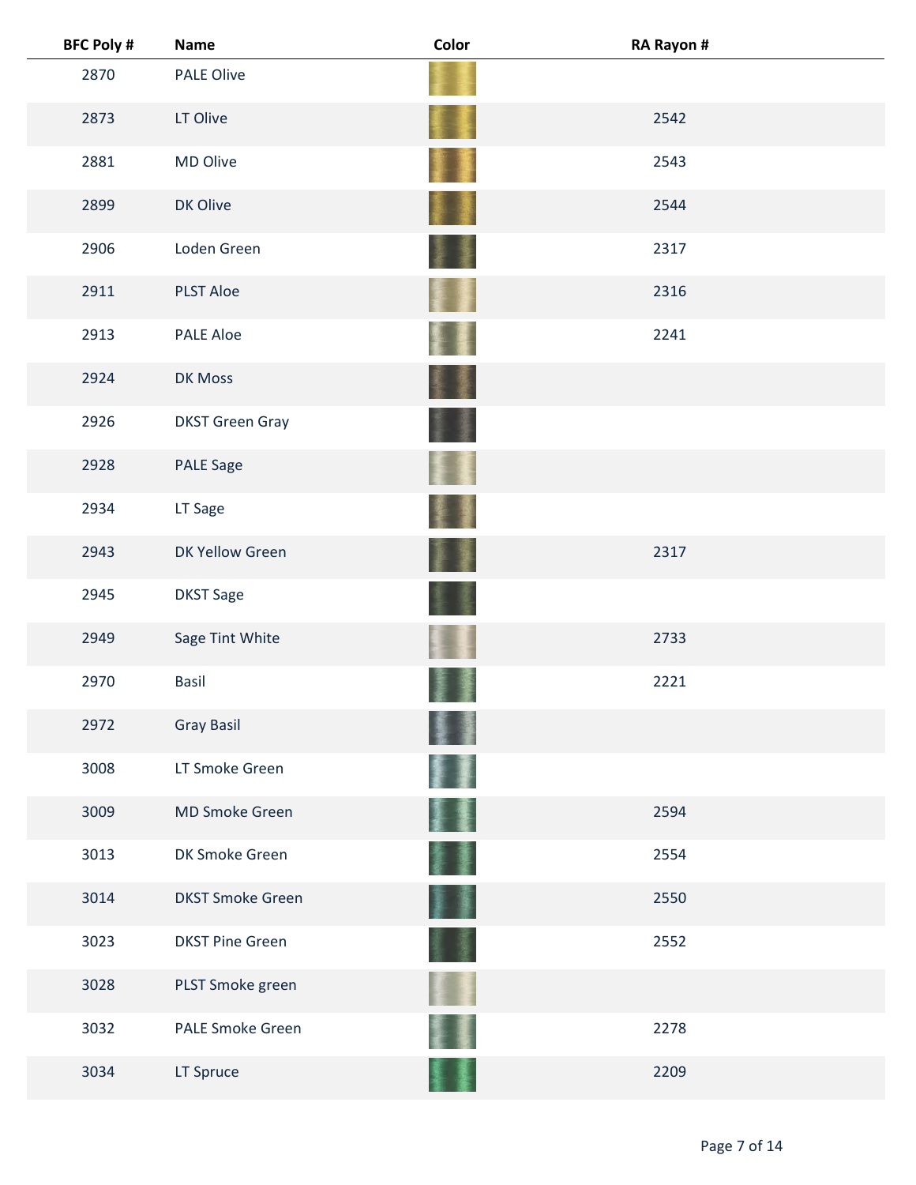| BFC Poly # | Name | Color | RA Rayon # |
|---|---|---|---|
| 2870 | PALE Olive | | |
| 2873 | LT Olive | | 2542 |
| 2881 | MD Olive | | 2543 |
| 2899 | DK Olive | | 2544 |
| 2906 | Loden Green | | 2317 |
| 2911 | PLST Aloe | | 2316 |
| 2913 | PALE Aloe | | 2241 |
| 2924 | DK Moss | | |
| 2926 | DKST Green Gray | | |
| 2928 | PALE Sage | | |
| 2934 | LT Sage | | |
| 2943 | DK Yellow Green | | 2317 |
| 2945 | DKST Sage | | |
| 2949 | Sage Tint White | | 2733 |
| 2970 | Basil | | 2221 |
| 2972 | Gray Basil | | |
| 3008 | LT Smoke Green | | |
| 3009 | MD Smoke Green | | 2594 |
| 3013 | DK Smoke Green | | 2554 |
| 3014 | DKST Smoke Green | | 2550 |
| 3023 | DKST Pine Green | | 2552 |
| 3028 | PLST Smoke green | | |
| 3032 | PALE Smoke Green | | 2278 |
| 3034 | LT Spruce | | 2209 |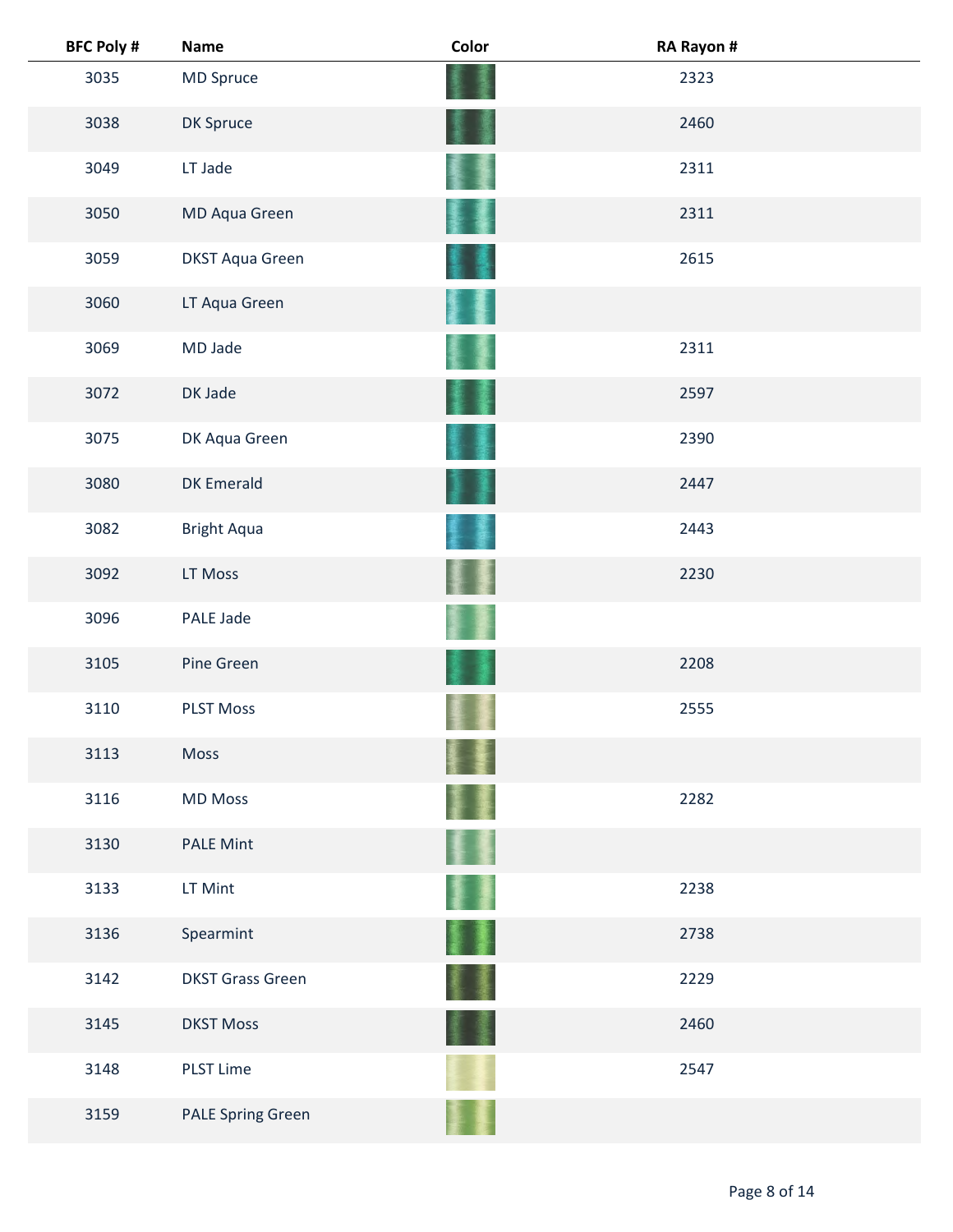| BFC Poly # | Name | Color | RA Rayon # |
|---|---|---|---|
| 3035 | MD Spruce | | 2323 |
| 3038 | DK Spruce | | 2460 |
| 3049 | LT Jade | | 2311 |
| 3050 | MD Aqua Green | | 2311 |
| 3059 | DKST Aqua Green | | 2615 |
| 3060 | LT Aqua Green | | |
| 3069 | MD Jade | | 2311 |
| 3072 | DK Jade | | 2597 |
| 3075 | DK Aqua Green | | 2390 |
| 3080 | DK Emerald | | 2447 |
| 3082 | Bright Aqua | | 2443 |
| 3092 | LT Moss | | 2230 |
| 3096 | PALE Jade | | |
| 3105 | Pine Green | | 2208 |
| 3110 | PLST Moss | | 2555 |
| 3113 | Moss | | |
| 3116 | MD Moss | | 2282 |
| 3130 | PALE Mint | | |
| 3133 | LT Mint | | 2238 |
| 3136 | Spearmint | | 2738 |
| 3142 | DKST Grass Green | | 2229 |
| 3145 | DKST Moss | | 2460 |
| 3148 | PLST Lime | | 2547 |
| 3159 | PALE Spring Green | | |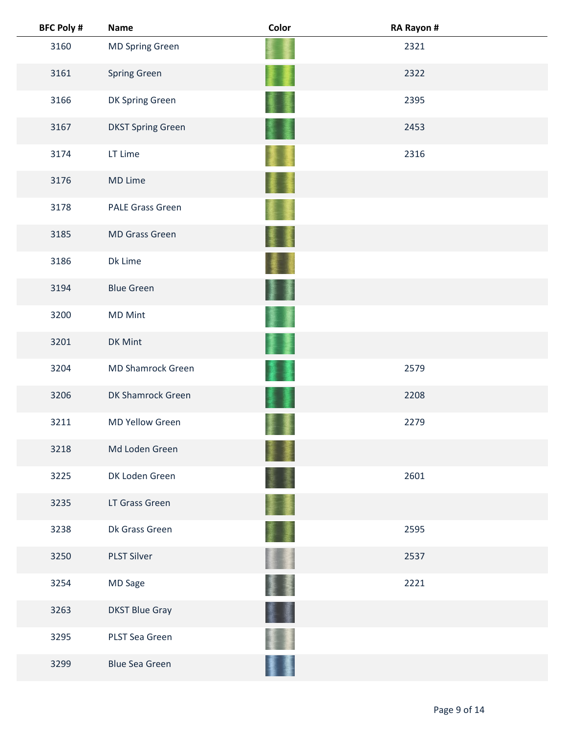| BFC Poly # | Name | Color | RA Rayon # |
| --- | --- | --- | --- |
| 3160 | MD Spring Green | | 2321 |
| 3161 | Spring Green | | 2322 |
| 3166 | DK Spring Green | | 2395 |
| 3167 | DKST Spring Green | | 2453 |
| 3174 | LT Lime | | 2316 |
| 3176 | MD Lime | | |
| 3178 | PALE Grass Green | | |
| 3185 | MD Grass Green | | |
| 3186 | Dk Lime | | |
| 3194 | Blue Green | | |
| 3200 | MD Mint | | |
| 3201 | DK Mint | | |
| 3204 | MD Shamrock Green | | 2579 |
| 3206 | DK Shamrock Green | | 2208 |
| 3211 | MD Yellow Green | | 2279 |
| 3218 | Md Loden Green | | |
| 3225 | DK Loden Green | | 2601 |
| 3235 | LT Grass Green | | |
| 3238 | Dk Grass Green | | 2595 |
| 3250 | PLST Silver | | 2537 |
| 3254 | MD Sage | | 2221 |
| 3263 | DKST Blue Gray | | |
| 3295 | PLST Sea Green | | |
| 3299 | Blue Sea Green | | |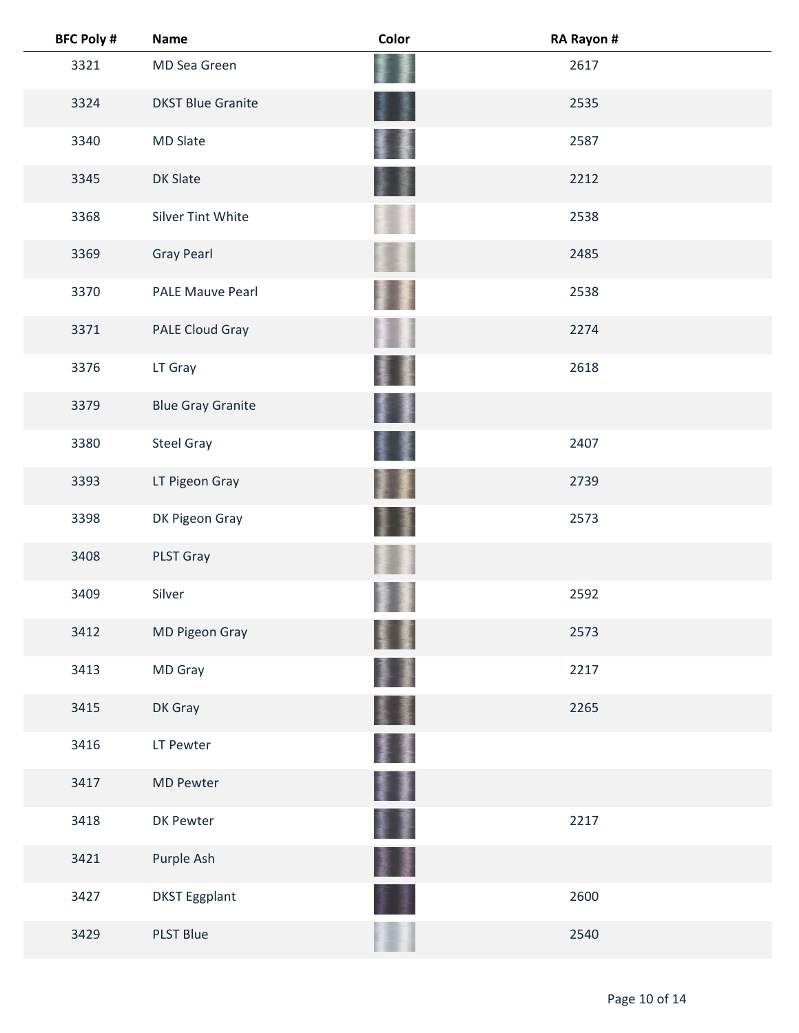| BFC Poly # | Name | Color | RA Rayon # |
|---|---|---|---|
| 3321 | MD Sea Green | | 2617 |
| 3324 | DKST Blue Granite | | 2535 |
| 3340 | MD Slate | | 2587 |
| 3345 | DK Slate | | 2212 |
| 3368 | Silver Tint White | | 2538 |
| 3369 | Gray Pearl | | 2485 |
| 3370 | PALE Mauve Pearl | | 2538 |
| 3371 | PALE Cloud Gray | | 2274 |
| 3376 | LT Gray | | 2618 |
| 3379 | Blue Gray Granite | | |
| 3380 | Steel Gray | | 2407 |
| 3393 | LT Pigeon Gray | | 2739 |
| 3398 | DK Pigeon Gray | | 2573 |
| 3408 | PLST Gray | | |
| 3409 | Silver | | 2592 |
| 3412 | MD Pigeon Gray | | 2573 |
| 3413 | MD Gray | | 2217 |
| 3415 | DK Gray | | 2265 |
| 3416 | LT Pewter | | |
| 3417 | MD Pewter | | |
| 3418 | DK Pewter | | 2217 |
| 3421 | Purple Ash | | |
| 3427 | DKST Eggplant | | 2600 |
| 3429 | PLST Blue | | 2540 |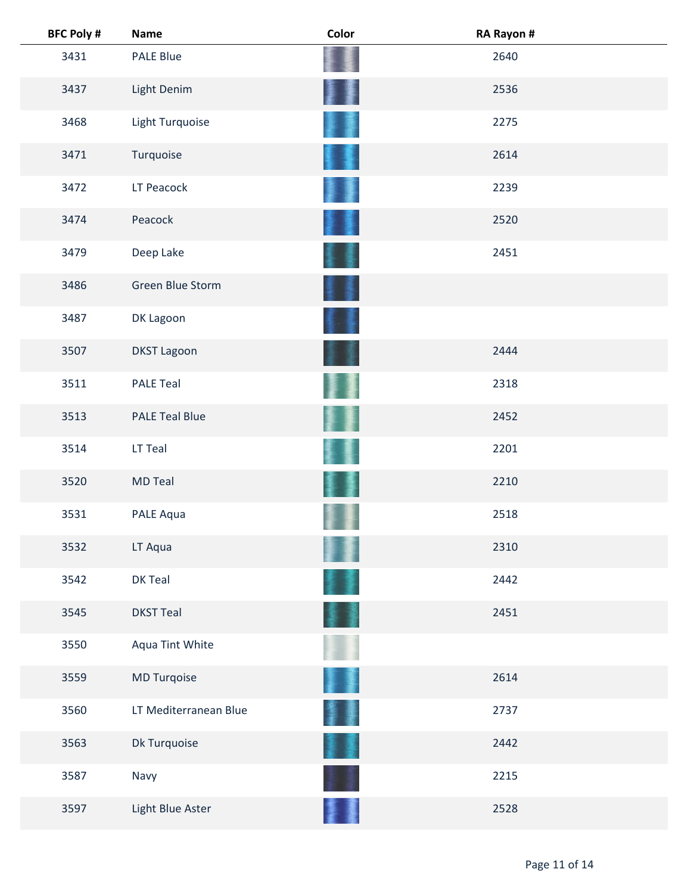| BFC Poly # | Name | Color | RA Rayon # |
| --- | --- | --- | --- |
| 3431 | PALE Blue | | 2640 |
| 3437 | Light Denim | | 2536 |
| 3468 | Light Turquoise | | 2275 |
| 3471 | Turquoise | | 2614 |
| 3472 | LT Peacock | | 2239 |
| 3474 | Peacock | | 2520 |
| 3479 | Deep Lake | | 2451 |
| 3486 | Green Blue Storm | | |
| 3487 | DK Lagoon | | |
| 3507 | DKST Lagoon | | 2444 |
| 3511 | PALE Teal | | 2318 |
| 3513 | PALE Teal Blue | | 2452 |
| 3514 | LT Teal | | 2201 |
| 3520 | MD Teal | | 2210 |
| 3531 | PALE Aqua | | 2518 |
| 3532 | LT Aqua | | 2310 |
| 3542 | DK Teal | | 2442 |
| 3545 | DKST Teal | | 2451 |
| 3550 | Aqua Tint White | | |
| 3559 | MD Turqoise | | 2614 |
| 3560 | LT Mediterranean Blue | | 2737 |
| 3563 | Dk Turquoise | | 2442 |
| 3587 | Navy | | 2215 |
| 3597 | Light Blue Aster | | 2528 |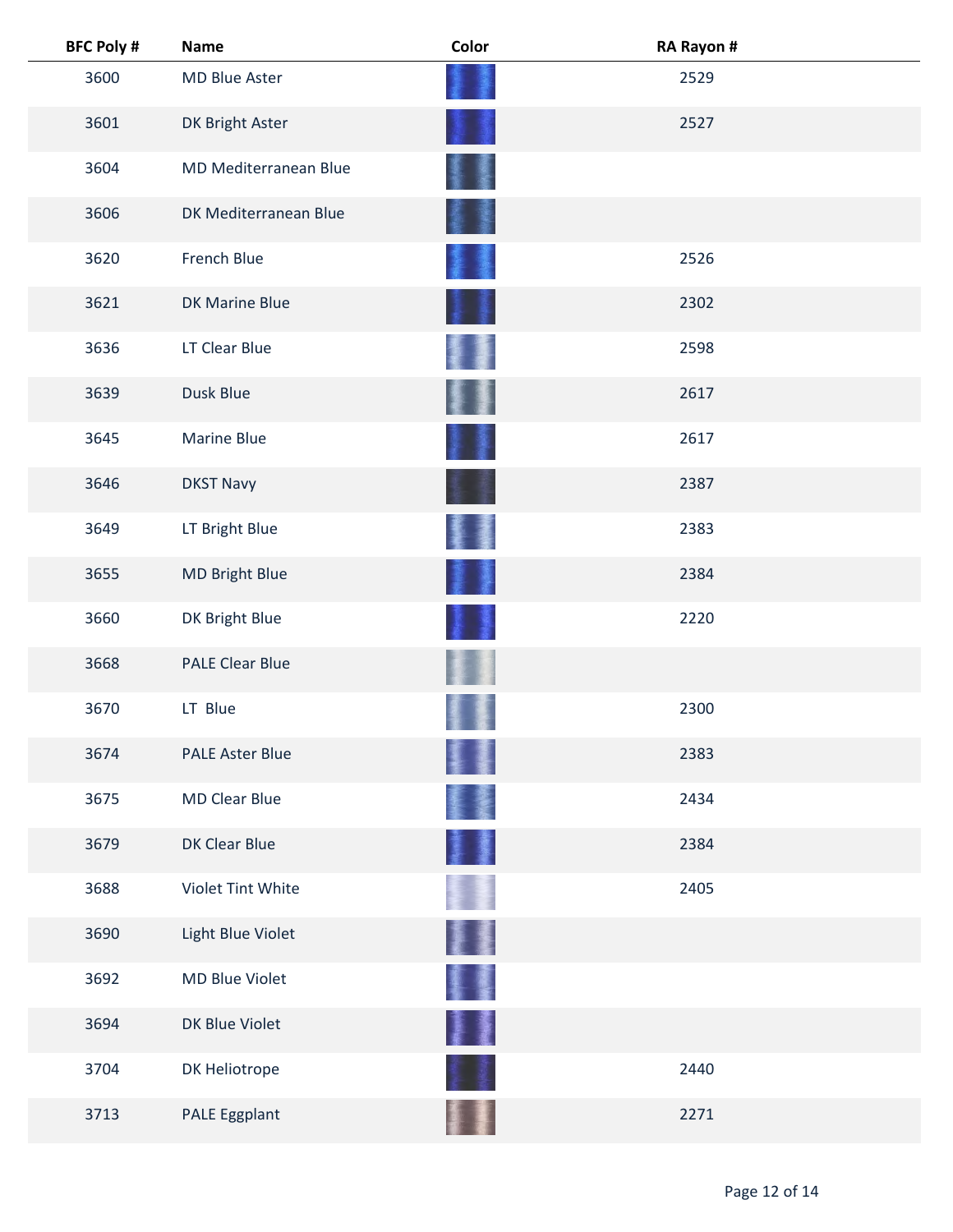| BFC Poly # | Name | Color | RA Rayon # |
|---|---|---|---|
| 3600 | MD Blue Aster | | 2529 |
| 3601 | DK Bright Aster | | 2527 |
| 3604 | MD Mediterranean Blue | | |
| 3606 | DK Mediterranean Blue | | |
| 3620 | French Blue | | 2526 |
| 3621 | DK Marine Blue | | 2302 |
| 3636 | LT Clear Blue | | 2598 |
| 3639 | Dusk Blue | | 2617 |
| 3645 | Marine Blue | | 2617 |
| 3646 | DKST Navy | | 2387 |
| 3649 | LT Bright Blue | | 2383 |
| 3655 | MD Bright Blue | | 2384 |
| 3660 | DK Bright Blue | | 2220 |
| 3668 | PALE Clear Blue | | |
| 3670 | LT Blue | | 2300 |
| 3674 | PALE Aster Blue | | 2383 |
| 3675 | MD Clear Blue | | 2434 |
| 3679 | DK Clear Blue | | 2384 |
| 3688 | Violet Tint White | | 2405 |
| 3690 | Light Blue Violet | | |
| 3692 | MD Blue Violet | | |
| 3694 | DK Blue Violet | | |
| 3704 | DK Heliotrope | | 2440 |
| 3713 | PALE Eggplant | | 2271 |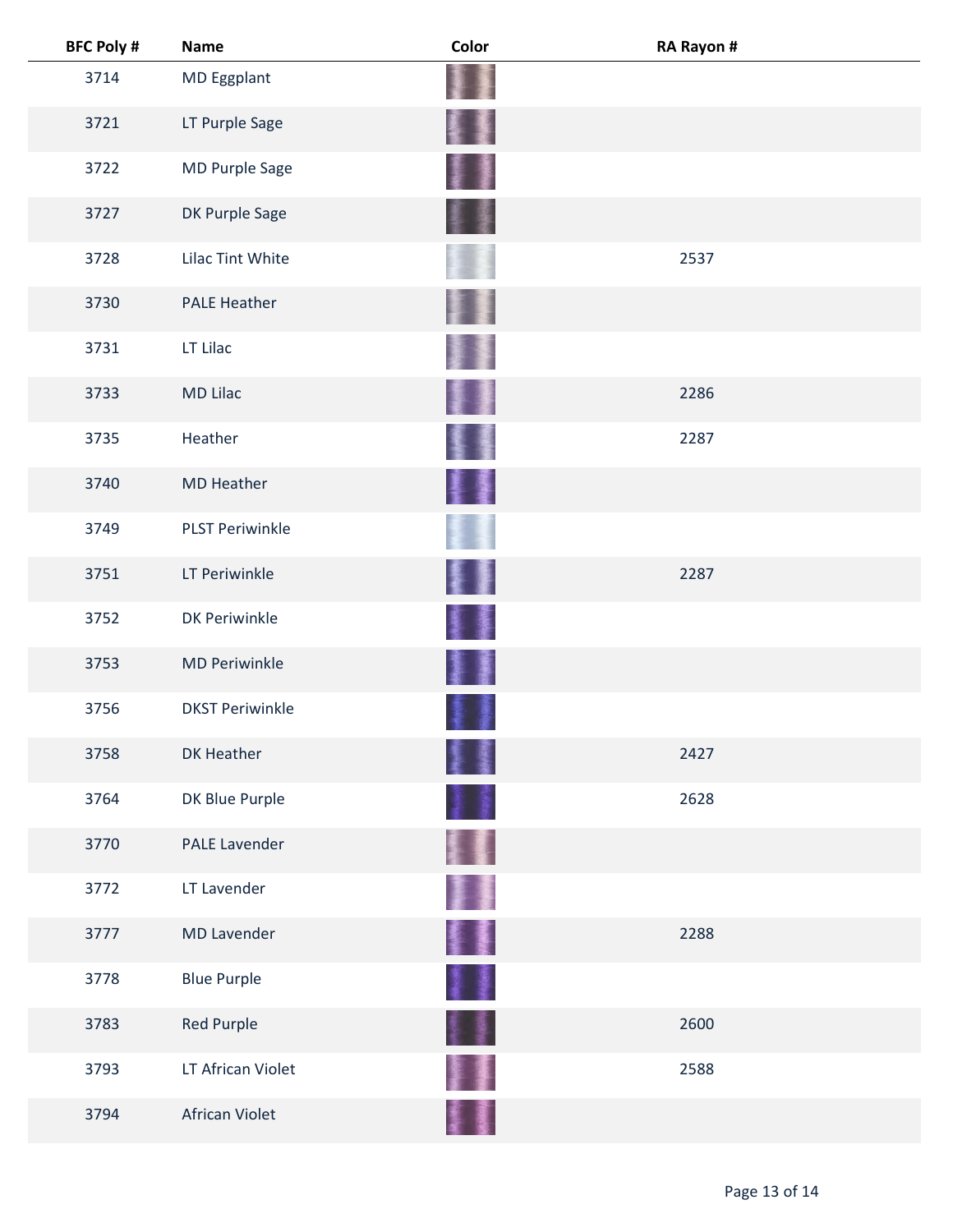| BFC Poly # | Name | Color | RA Rayon # |
|---|---|---|---|
| 3714 | MD Eggplant | | |
| 3721 | LT Purple Sage | | |
| 3722 | MD Purple Sage | | |
| 3727 | DK Purple Sage | | |
| 3728 | Lilac Tint White | | 2537 |
| 3730 | PALE Heather | | |
| 3731 | LT Lilac | | |
| 3733 | MD Lilac | | 2286 |
| 3735 | Heather | | 2287 |
| 3740 | MD Heather | | |
| 3749 | PLST Periwinkle | | |
| 3751 | LT Periwinkle | | 2287 |
| 3752 | DK Periwinkle | | |
| 3753 | MD Periwinkle | | |
| 3756 | DKST Periwinkle | | |
| 3758 | DK Heather | | 2427 |
| 3764 | DK Blue Purple | | 2628 |
| 3770 | PALE Lavender | | |
| 3772 | LT Lavender | | |
| 3777 | MD Lavender | | 2288 |
| 3778 | Blue Purple | | |
| 3783 | Red Purple | | 2600 |
| 3793 | LT African Violet | | 2588 |
| 3794 | African Violet | | |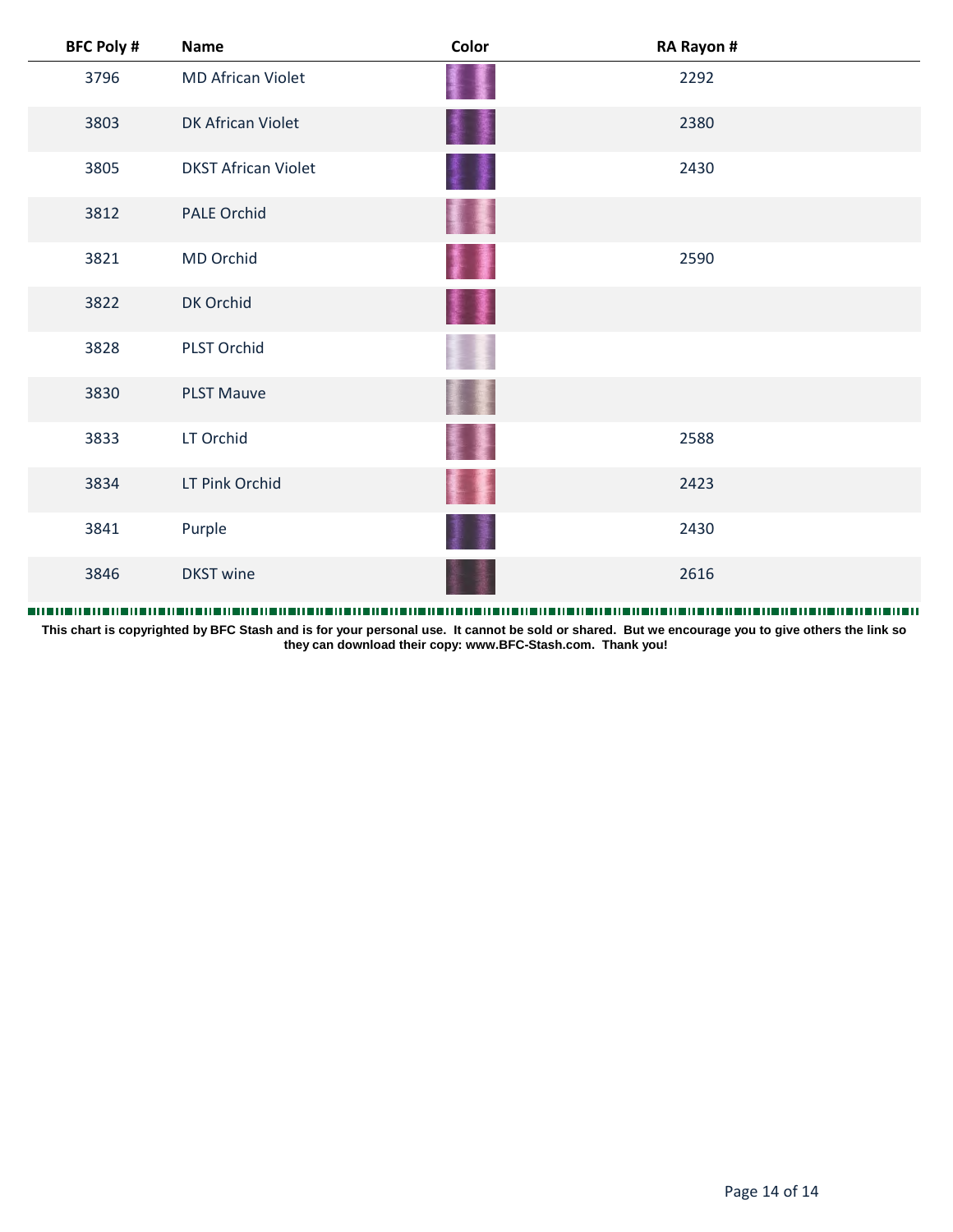| BFC Poly # | Name | Color | RA Rayon # |
| --- | --- | --- | --- |
| 3796 | MD African Violet | | 2292 |
| 3803 | DK African Violet | | 2380 |
| 3805 | DKST African Violet | | 2430 |
| 3812 | PALE Orchid | | |
| 3821 | MD Orchid | | 2590 |
| 3822 | DK Orchid | | |
| 3828 | PLST Orchid | | |
| 3830 | PLST Mauve | | |
| 3833 | LT Orchid | | 2588 |
| 3834 | LT Pink Orchid | | 2423 |
| 3841 | Purple | | 2430 |
| 3846 | DKST wine | | 2616 |

**This chart is copyrighted by BFC Stash and is for your personal use. It cannot be sold or shared. But we encourage you to give others the link so they can download their copy: www.BFC-Stash.com. Thank you!**